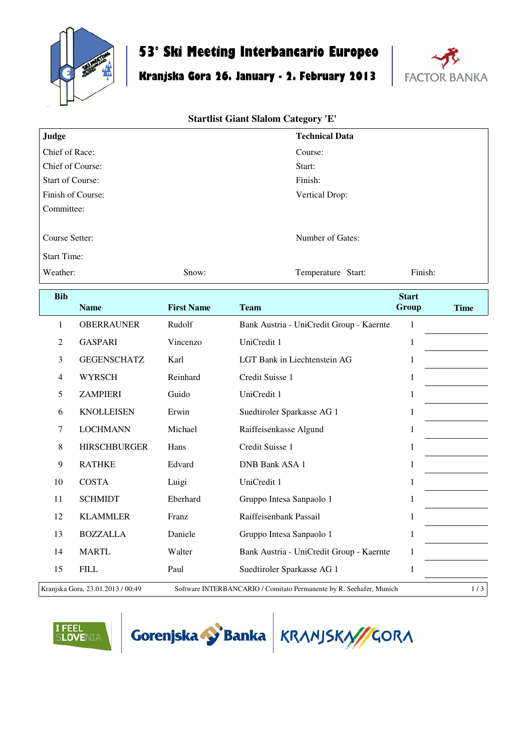# 53° Ski Meeting Interbancario Europeo

## Kranjska Gora 26. January - 2. February 2013

FACTOR BANKA

### Startlist Giant Slalom Category 'E'

| **Judge** | | **Technical Data** | |
|---|---|---|---|
| Chief of Race: | | Course: | |
| Chief of Course: | | Start: | |
| Start of Course: | | Finish: | |
| Finish of Course: | | Vertical Drop: | |
| Committee: | | | |
| Course Setter: | | Number of Gates: | |
| Start Time: | | | |
| Weather: | Snow: | Temperature Start: | Finish: |

| Bib | Name | First Name | Team | Start Group | Time |
|---|---|---|---|---|---|
| 1 | OBERRAUNER | Rudolf | Bank Austria - UniCredit Group - Kaernte | 1 | |
| 2 | GASPARI | Vincenzo | UniCredit 1 | 1 | |
| 3 | GEGENSCHATZ | Karl | LGT Bank in Liechtenstein AG | 1 | |
| 4 | WYRSCH | Reinhard | Credit Suisse 1 | 1 | |
| 5 | ZAMPIERI | Guido | UniCredit 1 | 1 | |
| 6 | KNOLLEISEN | Erwin | Suedtiroler Sparkasse AG 1 | 1 | |
| 7 | LOCHMANN | Michael | Raiffeisenkasse Algund | 1 | |
| 8 | HIRSCHBURGER | Hans | Credit Suisse 1 | 1 | |
| 9 | RATHKE | Edvard | DNB Bank ASA 1 | 1 | |
| 10 | COSTA | Luigi | UniCredit 1 | 1 | |
| 11 | SCHMIDT | Eberhard | Gruppo Intesa Sanpaolo 1 | 1 | |
| 12 | KLAMMLER | Franz | Raiffeisenbank Passail | 1 | |
| 13 | BOZZALLA | Daniele | Gruppo Intesa Sanpaolo 1 | 1 | |
| 14 | MARTL | Walter | Bank Austria - UniCredit Group - Kaernte | 1 | |
| 15 | FILL | Paul | Suedtiroler Sparkasse AG 1 | 1 | |

Kranjska Gora, 23.01.2013 / 00:49 Software INTERBANCARIO / Comitato Permanente by R. Seehafer, Munich

I FEEL SLOVENIA Gorenjska Banka KRANJSKA GORA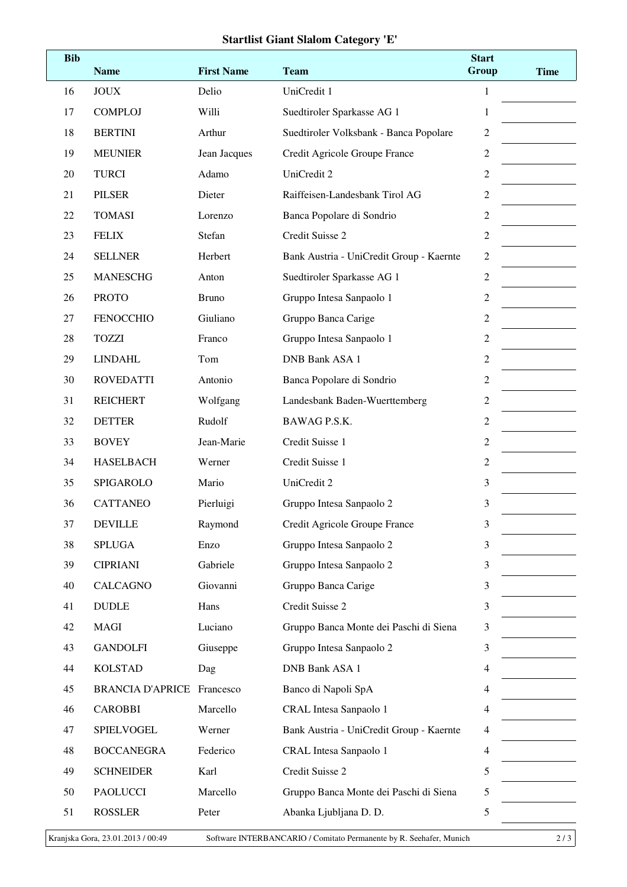**Startlist Giant Slalom Category 'E'**

| Bib | Name | First Name | Team | Start Group | Time |
|---|---|---|---|---|---|
| 16 | JOUX | Delio | UniCredit 1 | 1 | |
| 17 | COMPLOJ | Willi | Suedtiroler Sparkasse AG 1 | 1 | |
| 18 | BERTINI | Arthur | Suedtiroler Volksbank - Banca Popolare | 2 | |
| 19 | MEUNIER | Jean Jacques | Credit Agricole Groupe France | 2 | |
| 20 | TURCI | Adamo | UniCredit 2 | 2 | |
| 21 | PILSER | Dieter | Raiffeisen-Landesbank Tirol AG | 2 | |
| 22 | TOMASI | Lorenzo | Banca Popolare di Sondrio | 2 | |
| 23 | FELIX | Stefan | Credit Suisse 2 | 2 | |
| 24 | SELLNER | Herbert | Bank Austria - UniCredit Group - Kaernte | 2 | |
| 25 | MANESCHG | Anton | Suedtiroler Sparkasse AG 1 | 2 | |
| 26 | PROTO | Bruno | Gruppo Intesa Sanpaolo 1 | 2 | |
| 27 | FENOCCHIO | Giuliano | Gruppo Banca Carige | 2 | |
| 28 | TOZZI | Franco | Gruppo Intesa Sanpaolo 1 | 2 | |
| 29 | LINDAHL | Tom | DNB Bank ASA 1 | 2 | |
| 30 | ROVEDATTI | Antonio | Banca Popolare di Sondrio | 2 | |
| 31 | REICHERT | Wolfgang | Landesbank Baden-Wuerttemberg | 2 | |
| 32 | DETTER | Rudolf | BAWAG P.S.K. | 2 | |
| 33 | BOVEY | Jean-Marie | Credit Suisse 1 | 2 | |
| 34 | HASELBACH | Werner | Credit Suisse 1 | 2 | |
| 35 | SPIGAROLO | Mario | UniCredit 2 | 3 | |
| 36 | CATTANEO | Pierluigi | Gruppo Intesa Sanpaolo 2 | 3 | |
| 37 | DEVILLE | Raymond | Credit Agricole Groupe France | 3 | |
| 38 | SPLUGA | Enzo | Gruppo Intesa Sanpaolo 2 | 3 | |
| 39 | CIPRIANI | Gabriele | Gruppo Intesa Sanpaolo 2 | 3 | |
| 40 | CALCAGNO | Giovanni | Gruppo Banca Carige | 3 | |
| 41 | DUDLE | Hans | Credit Suisse 2 | 3 | |
| 42 | MAGI | Luciano | Gruppo Banca Monte dei Paschi di Siena | 3 | |
| 43 | GANDOLFI | Giuseppe | Gruppo Intesa Sanpaolo 2 | 3 | |
| 44 | KOLSTAD | Dag | DNB Bank ASA 1 | 4 | |
| 45 | BRANCIA D'APRICE | Francesco | Banco di Napoli SpA | 4 | |
| 46 | CAROBBI | Marcello | CRAL Intesa Sanpaolo 1 | 4 | |
| 47 | SPIELVOGEL | Werner | Bank Austria - UniCredit Group - Kaernte | 4 | |
| 48 | BOCCANEGRA | Federico | CRAL Intesa Sanpaolo 1 | 4 | |
| 49 | SCHNEIDER | Karl | Credit Suisse 2 | 5 | |
| 50 | PAOLUCCI | Marcello | Gruppo Banca Monte dei Paschi di Siena | 5 | |
| 51 | ROSSLER | Peter | Abanka Ljubljana D. D. | 5 | |

Kranjska Gora, 23.01.2013 / 00:49 Software INTERBANCARIO / Comitato Permanente by R. Seehafer, Munich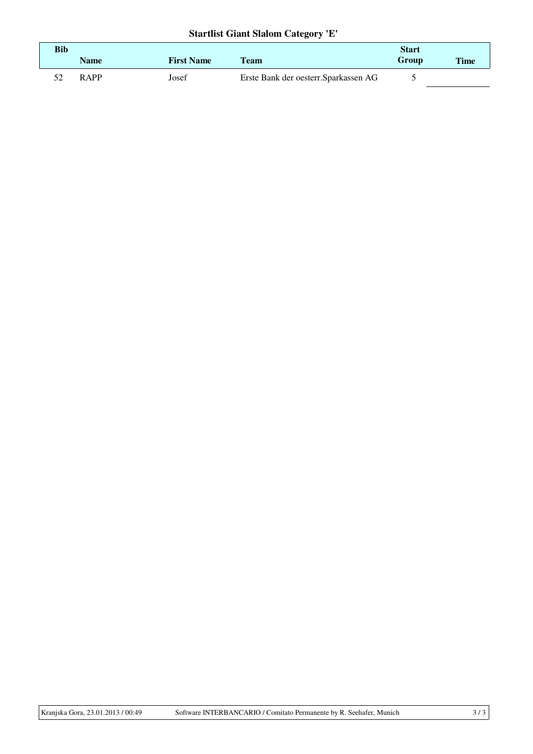**Startlist Giant Slalom Category 'E'**

| Bib | Name | First Name | Team | Start Group | Time |
| --- | --- | --- | --- | --- | --- |
| 52 | RAPP | Josef | Erste Bank der oesterr.Sparkassen AG | 5 | |

Kranjska Gora, 23.01.2013 / 00:49 Software INTERBANCARIO / Comitato Permanente by R. Seehafer, Munich